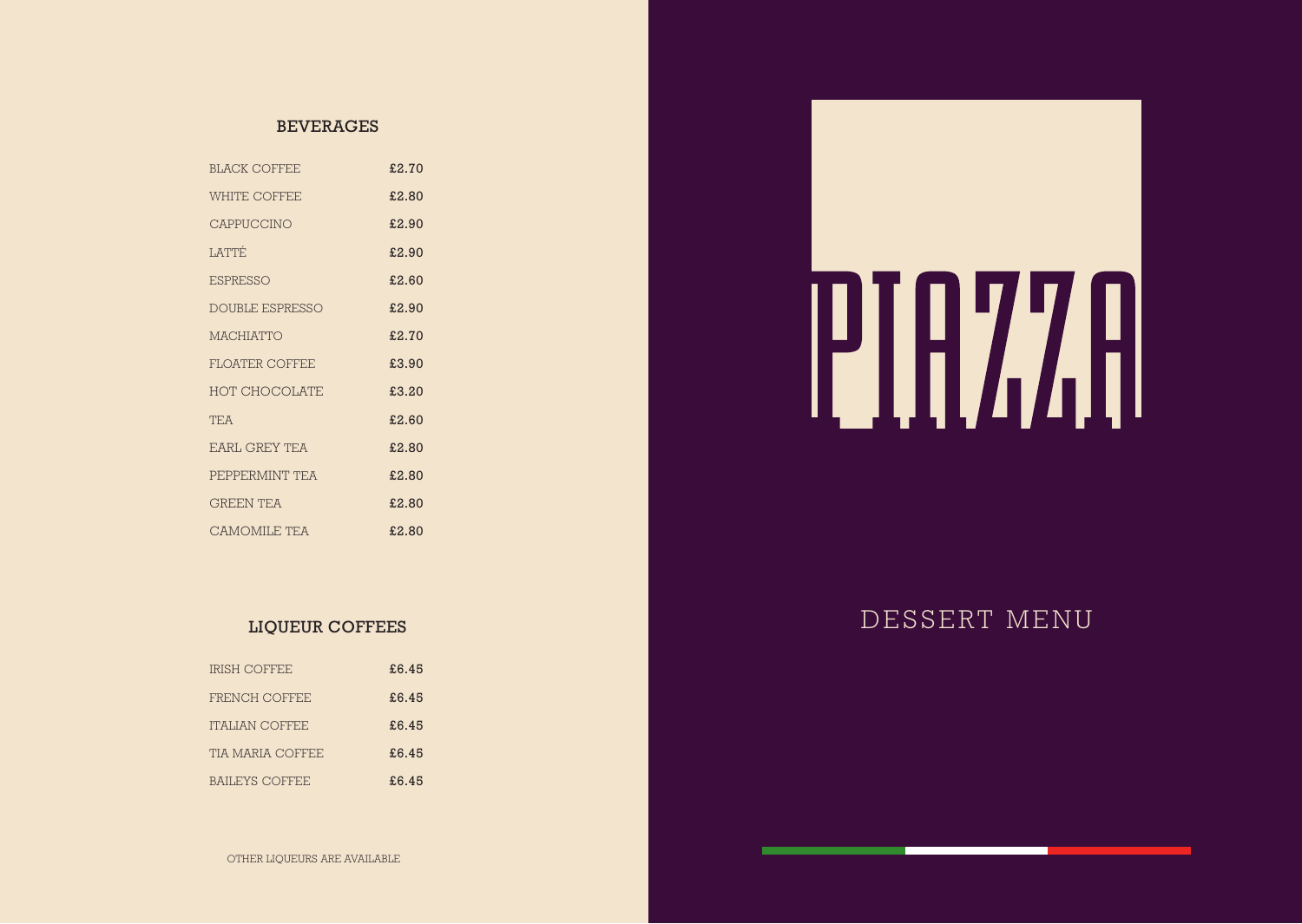## BEVERAGES

| | |
|---|---|
| BLACK COFFEE | £2.70 |
| WHITE COFFEE | £2.80 |
| CAPPUCCINO | £2.90 |
| LATTÉ | £2.90 |
| ESPRESSO | £2.60 |
| DOUBLE ESPRESSO | £2.90 |
| MACHIATTO | £2.70 |
| FLOATER COFFEE | £3.90 |
| HOT CHOCOLATE | £3.20 |
| TEA | £2.60 |
| EARL GREY TEA | £2.80 |
| PEPPERMINT TEA | £2.80 |
| GREEN TEA | £2.80 |
| CAMOMILE TEA | £2.80 |

## LIQUEUR COFFEES

| | |
|---|---|
| IRISH COFFEE | £6.45 |
| FRENCH COFFEE | £6.45 |
| ITALIAN COFFEE | £6.45 |
| TIA MARIA COFFEE | £6.45 |
| BAILEYS COFFEE | £6.45 |

OTHER LIQUEURS ARE AVAILABLE

# PIAZZA

## DESSERT MENU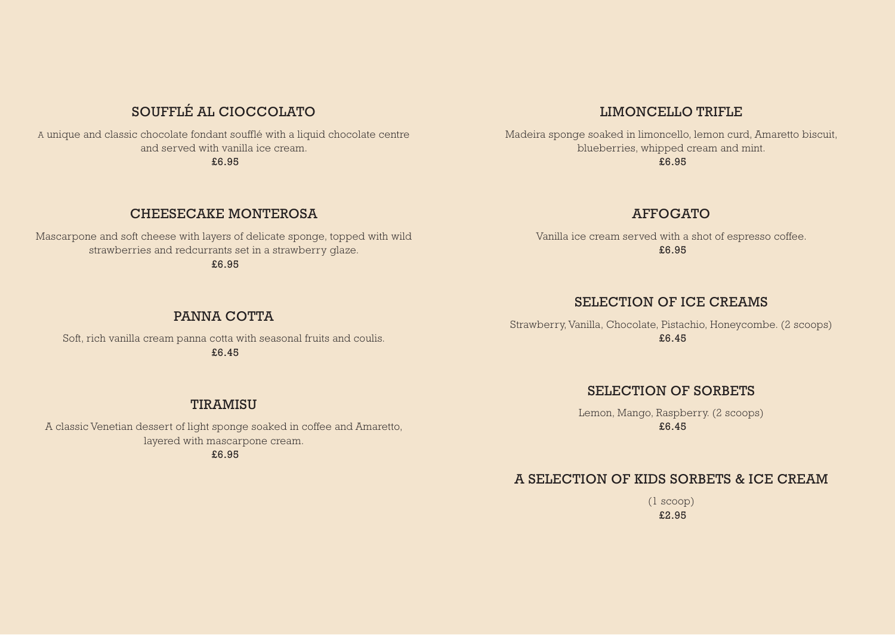## SOUFFLÉ AL CIOCCOLATO

A unique and classic chocolate fondant soufflé with a liquid chocolate centre and served with vanilla ice cream.

£6.95

## CHEESECAKE MONTEROSA

Mascarpone and soft cheese with layers of delicate sponge, topped with wild strawberries and redcurrants set in a strawberry glaze.

£6.95

## PANNA COTTA

Soft, rich vanilla cream panna cotta with seasonal fruits and coulis.

£6.45

## TIRAMISU

A classic Venetian dessert of light sponge soaked in coffee and Amaretto, layered with mascarpone cream.

£6.95

## LIMONCELLO TRIFLE

Madeira sponge soaked in limoncello, lemon curd, Amaretto biscuit, blueberries, whipped cream and mint.

£6.95

## AFFOGATO

Vanilla ice cream served with a shot of espresso coffee.

£6.95

## SELECTION OF ICE CREAMS

Strawberry, Vanilla, Chocolate, Pistachio, Honeycombe. (2 scoops)

£6.45

## SELECTION OF SORBETS

Lemon, Mango, Raspberry. (2 scoops)

£6.45

## A SELECTION OF KIDS SORBETS & ICE CREAM

(1 scoop)

£2.95